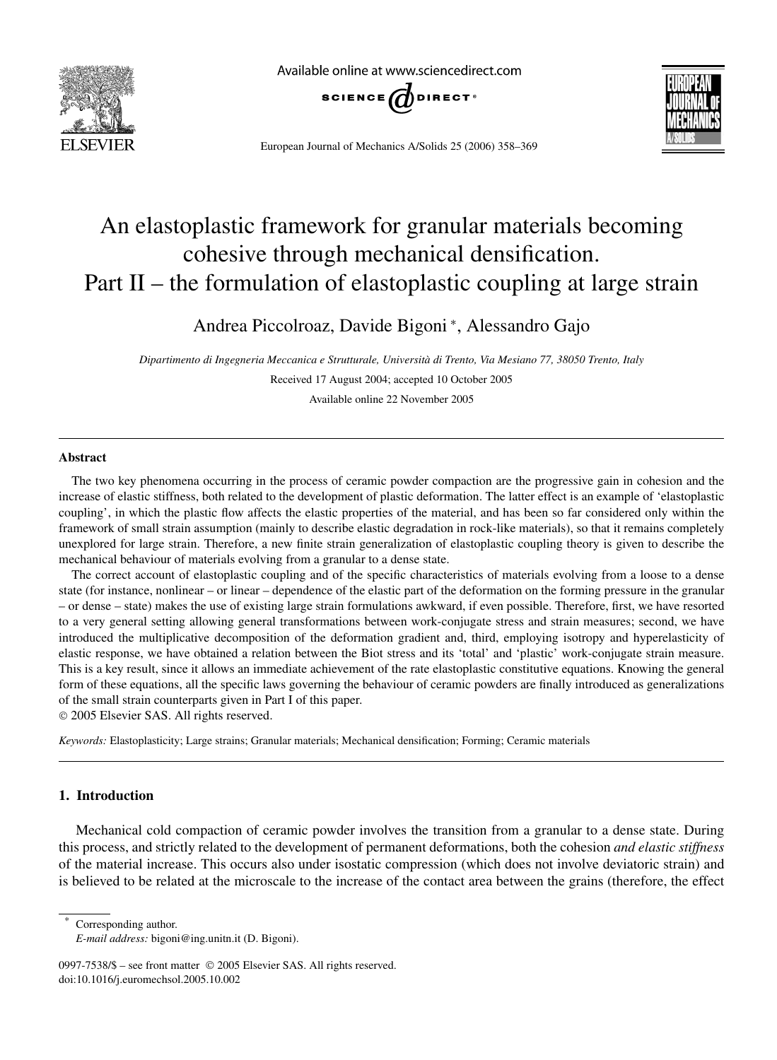Available online at www.sciencedirect.com

# An elastoplastic framework for granular materials becoming cohesive through mechanical densification. Part II – the formulation of elastoplastic coupling at large strain

Andrea Piccolroaz, Davide Bigoni *, Alessandro Gajo

*Dipartimento di Ingegneria Meccanica e Strutturale, Università di Trento, Via Mesiano 77, 38050 Trento, Italy*

Received 17 August 2004; accepted 10 October 2005

Available online 22 November 2005

## Abstract

The two key phenomena occurring in the process of ceramic powder compaction are the progressive gain in cohesion and the increase of elastic stiffness, both related to the development of plastic deformation. The latter effect is an example of 'elastoplastic coupling', in which the plastic flow affects the elastic properties of the material, and has been so far considered only within the framework of small strain assumption (mainly to describe elastic degradation in rock-like materials), so that it remains completely unexplored for large strain. Therefore, a new finite strain generalization of elastoplastic coupling theory is given to describe the mechanical behaviour of materials evolving from a granular to a dense state.

The correct account of elastoplastic coupling and of the specific characteristics of materials evolving from a loose to a dense state (for instance, nonlinear – or linear – dependence of the elastic part of the deformation on the forming pressure in the granular – or dense – state) makes the use of existing large strain formulations awkward, if even possible. Therefore, first, we have resorted to a very general setting allowing general transformations between work-conjugate stress and strain measures; second, we have introduced the multiplicative decomposition of the deformation gradient and, third, employing isotropy and hyperelasticity of elastic response, we have obtained a relation between the Biot stress and its 'total' and 'plastic' work-conjugate strain measure. This is a key result, since it allows an immediate achievement of the rate elastoplastic constitutive equations. Knowing the general form of these equations, all the specific laws governing the behaviour of ceramic powders are finally introduced as generalizations of the small strain counterparts given in Part I of this paper.

© 2005 Elsevier SAS. All rights reserved.

*Keywords:* Elastoplasticity; Large strains; Granular materials; Mechanical densification; Forming; Ceramic materials

## 1. Introduction

Mechanical cold compaction of ceramic powder involves the transition from a granular to a dense state. During this process, and strictly related to the development of permanent deformations, both the cohesion *and elastic stiffness* of the material increase. This occurs also under isostatic compression (which does not involve deviatoric strain) and is believed to be related at the microscale to the increase of the contact area between the grains (therefore, the effect

---

* Corresponding author.
*E-mail address:* bigoni@ing.unitn.it (D. Bigoni).

0997-7538/$ – see front matter © 2005 Elsevier SAS. All rights reserved.
doi:10.1016/j.euromechsol.2005.10.002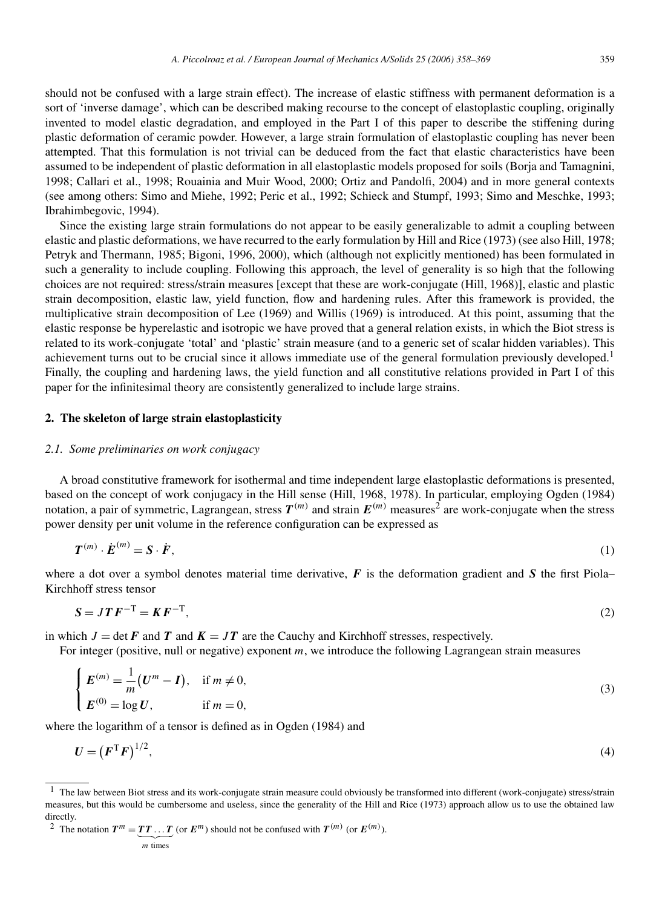should not be confused with a large strain effect). The increase of elastic stiffness with permanent deformation is a sort of 'inverse damage', which can be described making recourse to the concept of elastoplastic coupling, originally invented to model elastic degradation, and employed in the Part I of this paper to describe the stiffening during plastic deformation of ceramic powder. However, a large strain formulation of elastoplastic coupling has never been attempted. That this formulation is not trivial can be deduced from the fact that elastic characteristics have been assumed to be independent of plastic deformation in all elastoplastic models proposed for soils (Borja and Tamagnini, 1998; Callari et al., 1998; Rouainia and Muir Wood, 2000; Ortiz and Pandolfi, 2004) and in more general contexts (see among others: Simo and Miehe, 1992; Peric et al., 1992; Schieck and Stumpf, 1993; Simo and Meschke, 1993; Ibrahimbegovic, 1994).

Since the existing large strain formulations do not appear to be easily generalizable to admit a coupling between elastic and plastic deformations, we have recurred to the early formulation by Hill and Rice (1973) (see also Hill, 1978; Petryk and Thermann, 1985; Bigoni, 1996, 2000), which (although not explicitly mentioned) has been formulated in such a generality to include coupling. Following this approach, the level of generality is so high that the following choices are not required: stress/strain measures [except that these are work-conjugate (Hill, 1968)], elastic and plastic strain decomposition, elastic law, yield function, flow and hardening rules. After this framework is provided, the multiplicative strain decomposition of Lee (1969) and Willis (1969) is introduced. At this point, assuming that the elastic response be hyperelastic and isotropic we have proved that a general relation exists, in which the Biot stress is related to its work-conjugate 'total' and 'plastic' strain measure (and to a generic set of scalar hidden variables). This achievement turns out to be crucial since it allows immediate use of the general formulation previously developed.[1] Finally, the coupling and hardening laws, the yield function and all constitutive relations provided in Part I of this paper for the infinitesimal theory are consistently generalized to include large strains.

## 2. The skeleton of large strain elastoplasticity

### 2.1. Some preliminaries on work conjugacy

A broad constitutive framework for isothermal and time independent large elastoplastic deformations is presented, based on the concept of work conjugacy in the Hill sense (Hill, 1968, 1978). In particular, employing Ogden (1984) notation, a pair of symmetric, Lagrangean, stress $\boldsymbol{T}^{(m)}$ and strain $\boldsymbol{E}^{(m)}$ measures[2] are work-conjugate when the stress power density per unit volume in the reference configuration can be expressed as

$$\boldsymbol{T}^{(m)} \cdot \dot{\boldsymbol{E}}^{(m)} = \boldsymbol{S} \cdot \dot{\boldsymbol{F}}, \tag{1}$$

where a dot over a symbol denotes material time derivative, $\boldsymbol{F}$ is the deformation gradient and $\boldsymbol{S}$ the first Piola–Kirchhoff stress tensor

$$\boldsymbol{S} = J\boldsymbol{T}\boldsymbol{F}^{-\mathrm{T}} = \boldsymbol{K}\boldsymbol{F}^{-\mathrm{T}}, \tag{2}$$

in which $J = \det \boldsymbol{F}$ and $\boldsymbol{T}$ and $\boldsymbol{K} = J\boldsymbol{T}$ are the Cauchy and Kirchhoff stresses, respectively.

For integer (positive, null or negative) exponent $m$, we introduce the following Lagrangean strain measures

$$\begin{cases} \boldsymbol{E}^{(m)} = \dfrac{1}{m}\left(\boldsymbol{U}^m - \boldsymbol{I}\right), & \text{if } m \neq 0, \\ \boldsymbol{E}^{(0)} = \log \boldsymbol{U}, & \text{if } m = 0, \end{cases} \tag{3}$$

where the logarithm of a tensor is defined as in Ogden (1984) and

$$\boldsymbol{U} = \left(\boldsymbol{F}^{\mathrm{T}}\boldsymbol{F}\right)^{1/2}, \tag{4}$$

[1] The law between Biot stress and its work-conjugate strain measure could obviously be transformed into different (work-conjugate) stress/strain measures, but this would be cumbersome and useless, since the generality of the Hill and Rice (1973) approach allow us to use the obtained law directly.

[2] The notation $\boldsymbol{T}^m = \underbrace{\boldsymbol{T}\boldsymbol{T}\ldots\boldsymbol{T}}_{m\ \text{times}}$ (or $\boldsymbol{E}^m$) should not be confused with $\boldsymbol{T}^{(m)}$ (or $\boldsymbol{E}^{(m)}$).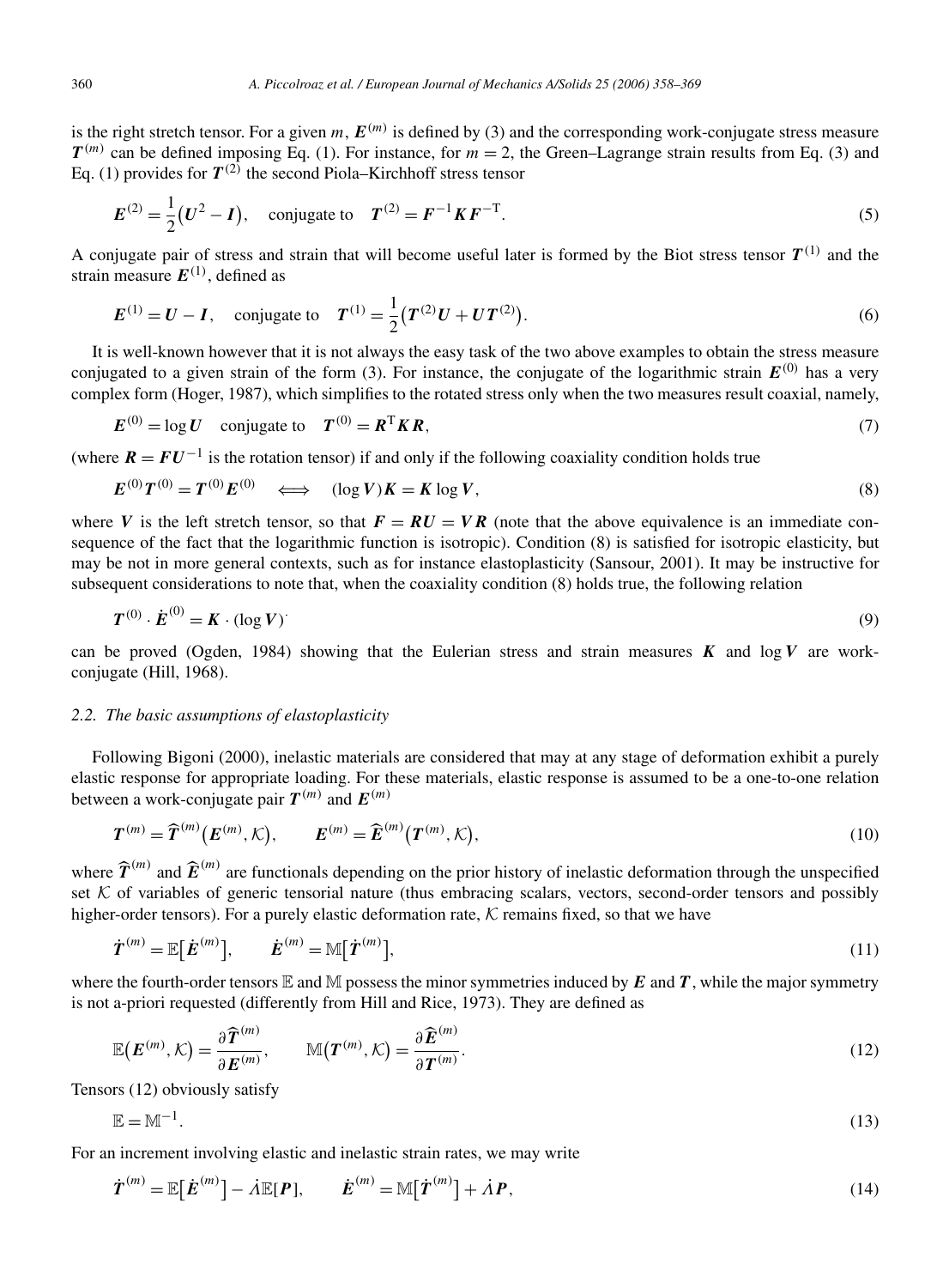is the right stretch tensor. For a given $m$, $\boldsymbol{E}^{(m)}$ is defined by (3) and the corresponding work-conjugate stress measure $\boldsymbol{T}^{(m)}$ can be defined imposing Eq. (1). For instance, for $m = 2$, the Green–Lagrange strain results from Eq. (3) and Eq. (1) provides for $\boldsymbol{T}^{(2)}$ the second Piola–Kirchhoff stress tensor

$$\boldsymbol{E}^{(2)} = \frac{1}{2}\big(\boldsymbol{U}^2 - \boldsymbol{I}\big), \quad \text{conjugate to} \quad \boldsymbol{T}^{(2)} = \boldsymbol{F}^{-1}\boldsymbol{K}\boldsymbol{F}^{-\mathrm{T}}. \tag{5}$$

A conjugate pair of stress and strain that will become useful later is formed by the Biot stress tensor $\boldsymbol{T}^{(1)}$ and the strain measure $\boldsymbol{E}^{(1)}$, defined as

$$\boldsymbol{E}^{(1)} = \boldsymbol{U} - \boldsymbol{I}, \quad \text{conjugate to} \quad \boldsymbol{T}^{(1)} = \frac{1}{2}\big(\boldsymbol{T}^{(2)}\boldsymbol{U} + \boldsymbol{U}\boldsymbol{T}^{(2)}\big). \tag{6}$$

It is well-known however that it is not always the easy task of the two above examples to obtain the stress measure conjugated to a given strain of the form (3). For instance, the conjugate of the logarithmic strain $\boldsymbol{E}^{(0)}$ has a very complex form (Hoger, 1987), which simplifies to the rotated stress only when the two measures result coaxial, namely,

$$\boldsymbol{E}^{(0)} = \log \boldsymbol{U} \quad \text{conjugate to} \quad \boldsymbol{T}^{(0)} = \boldsymbol{R}^{\mathrm{T}}\boldsymbol{K}\boldsymbol{R}, \tag{7}$$

(where $\boldsymbol{R} = \boldsymbol{F}\boldsymbol{U}^{-1}$ is the rotation tensor) if and only if the following coaxiality condition holds true

$$\boldsymbol{E}^{(0)}\boldsymbol{T}^{(0)} = \boldsymbol{T}^{(0)}\boldsymbol{E}^{(0)} \quad \Longleftrightarrow \quad (\log \boldsymbol{V})\boldsymbol{K} = \boldsymbol{K}\log \boldsymbol{V}, \tag{8}$$

where $\boldsymbol{V}$ is the left stretch tensor, so that $\boldsymbol{F} = \boldsymbol{R}\boldsymbol{U} = \boldsymbol{V}\boldsymbol{R}$ (note that the above equivalence is an immediate consequence of the fact that the logarithmic function is isotropic). Condition (8) is satisfied for isotropic elasticity, but may be not in more general contexts, such as for instance elastoplasticity (Sansour, 2001). It may be instructive for subsequent considerations to note that, when the coaxiality condition (8) holds true, the following relation

$$\boldsymbol{T}^{(0)} \cdot \dot{\boldsymbol{E}}^{(0)} = \boldsymbol{K} \cdot (\log \boldsymbol{V})^{\cdot} \tag{9}$$

can be proved (Ogden, 1984) showing that the Eulerian stress and strain measures $\boldsymbol{K}$ and $\log \boldsymbol{V}$ are work-conjugate (Hill, 1968).

### 2.2. The basic assumptions of elastoplasticity

Following Bigoni (2000), inelastic materials are considered that may at any stage of deformation exhibit a purely elastic response for appropriate loading. For these materials, elastic response is assumed to be a one-to-one relation between a work-conjugate pair $\boldsymbol{T}^{(m)}$ and $\boldsymbol{E}^{(m)}$

$$\boldsymbol{T}^{(m)} = \widehat{\boldsymbol{T}}^{(m)}\big(\boldsymbol{E}^{(m)}, \mathcal{K}\big), \qquad \boldsymbol{E}^{(m)} = \widehat{\boldsymbol{E}}^{(m)}\big(\boldsymbol{T}^{(m)}, \mathcal{K}\big), \tag{10}$$

where $\widehat{\boldsymbol{T}}^{(m)}$ and $\widehat{\boldsymbol{E}}^{(m)}$ are functionals depending on the prior history of inelastic deformation through the unspecified set $\mathcal{K}$ of variables of generic tensorial nature (thus embracing scalars, vectors, second-order tensors and possibly higher-order tensors). For a purely elastic deformation rate, $\mathcal{K}$ remains fixed, so that we have

$$\dot{\boldsymbol{T}}^{(m)} = \mathbb{E}\big[\dot{\boldsymbol{E}}^{(m)}\big], \qquad \dot{\boldsymbol{E}}^{(m)} = \mathbb{M}\big[\dot{\boldsymbol{T}}^{(m)}\big], \tag{11}$$

where the fourth-order tensors $\mathbb{E}$ and $\mathbb{M}$ possess the minor symmetries induced by $\boldsymbol{E}$ and $\boldsymbol{T}$, while the major symmetry is not a-priori requested (differently from Hill and Rice, 1973). They are defined as

$$\mathbb{E}\big(\boldsymbol{E}^{(m)}, \mathcal{K}\big) = \frac{\partial \widehat{\boldsymbol{T}}^{(m)}}{\partial \boldsymbol{E}^{(m)}}, \qquad \mathbb{M}\big(\boldsymbol{T}^{(m)}, \mathcal{K}\big) = \frac{\partial \widehat{\boldsymbol{E}}^{(m)}}{\partial \boldsymbol{T}^{(m)}}. \tag{12}$$

Tensors (12) obviously satisfy

$$\mathbb{E} = \mathbb{M}^{-1}. \tag{13}$$

For an increment involving elastic and inelastic strain rates, we may write

$$\dot{\boldsymbol{T}}^{(m)} = \mathbb{E}\big[\dot{\boldsymbol{E}}^{(m)}\big] - \dot{\Lambda}\mathbb{E}[\boldsymbol{P}], \qquad \dot{\boldsymbol{E}}^{(m)} = \mathbb{M}\big[\dot{\boldsymbol{T}}^{(m)}\big] + \dot{\Lambda}\boldsymbol{P}, \tag{14}$$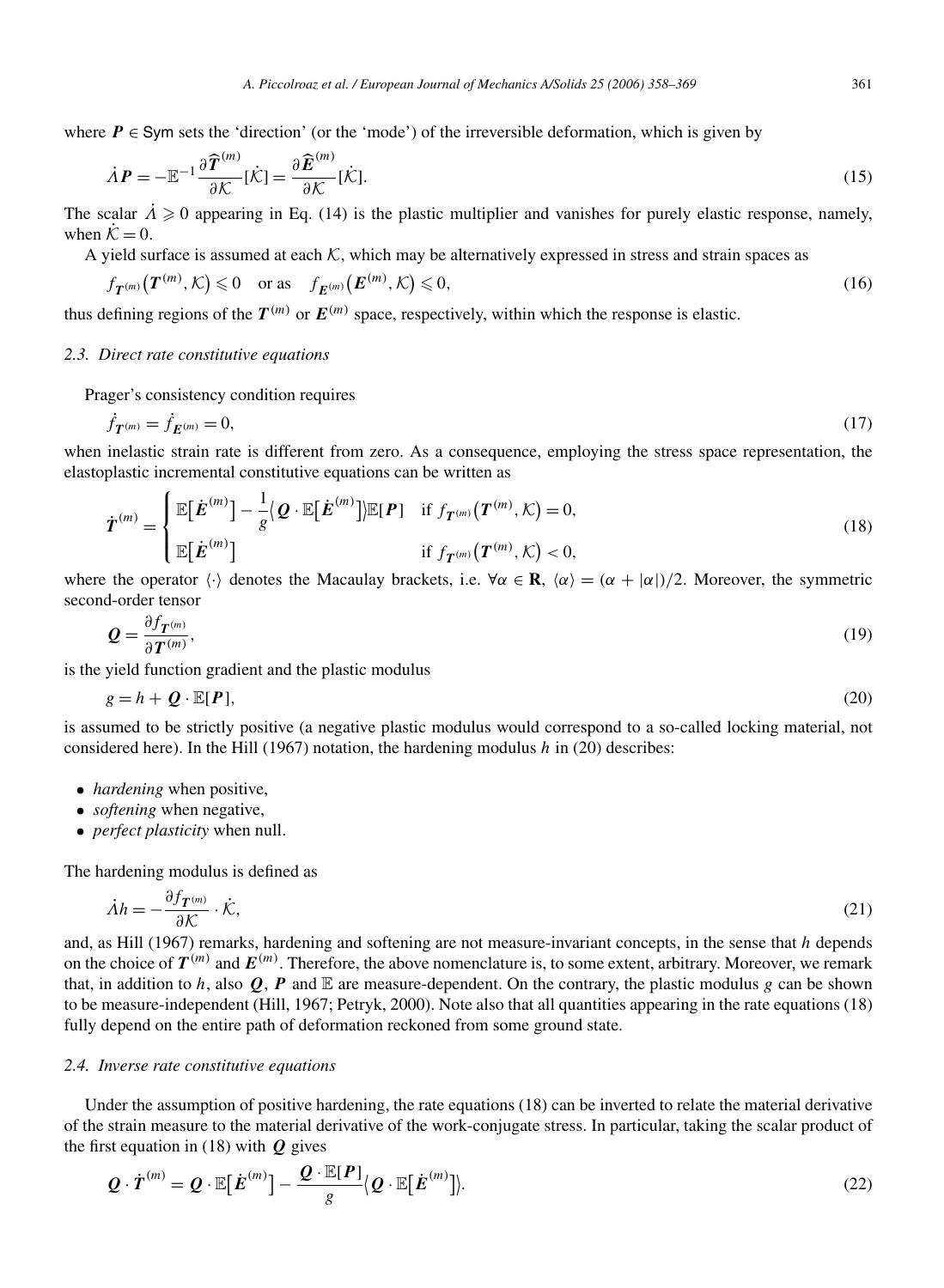where $\boldsymbol{P} \in \mathsf{Sym}$ sets the 'direction' (or the 'mode') of the irreversible deformation, which is given by

$$\dot{\Lambda} \boldsymbol{P} = -\mathbb{E}^{-1} \frac{\partial \widehat{\boldsymbol{T}}^{(m)}}{\partial \mathcal{K}}[\dot{\mathcal{K}}] = \frac{\partial \widehat{\boldsymbol{E}}^{(m)}}{\partial \mathcal{K}}[\dot{\mathcal{K}}]. \tag{15}$$

The scalar $\dot{\Lambda} \geqslant 0$ appearing in Eq. (14) is the plastic multiplier and vanishes for purely elastic response, namely, when $\dot{\mathcal{K}} = 0$.

A yield surface is assumed at each $\mathcal{K}$, which may be alternatively expressed in stress and strain spaces as

$$f_{\boldsymbol{T}^{(m)}}\big(\boldsymbol{T}^{(m)}, \mathcal{K}\big) \leqslant 0 \quad \text{or as} \quad f_{\boldsymbol{E}^{(m)}}\big(\boldsymbol{E}^{(m)}, \mathcal{K}\big) \leqslant 0, \tag{16}$$

thus defining regions of the $\boldsymbol{T}^{(m)}$ or $\boldsymbol{E}^{(m)}$ space, respectively, within which the response is elastic.

### 2.3. Direct rate constitutive equations

Prager's consistency condition requires

$$\dot{f}_{\boldsymbol{T}^{(m)}} = \dot{f}_{\boldsymbol{E}^{(m)}} = 0, \tag{17}$$

when inelastic strain rate is different from zero. As a consequence, employing the stress space representation, the elastoplastic incremental constitutive equations can be written as

$$\dot{\boldsymbol{T}}^{(m)} = \begin{cases} \mathbb{E}\big[\dot{\boldsymbol{E}}^{(m)}\big] - \dfrac{1}{g}\big\langle \boldsymbol{Q} \cdot \mathbb{E}\big[\dot{\boldsymbol{E}}^{(m)}\big]\big\rangle \mathbb{E}[\boldsymbol{P}] & \text{if } f_{\boldsymbol{T}^{(m)}}\big(\boldsymbol{T}^{(m)}, \mathcal{K}\big) = 0, \\ \mathbb{E}\big[\dot{\boldsymbol{E}}^{(m)}\big] & \text{if } f_{\boldsymbol{T}^{(m)}}\big(\boldsymbol{T}^{(m)}, \mathcal{K}\big) < 0, \end{cases} \tag{18}$$

where the operator $\langle \cdot \rangle$ denotes the Macaulay brackets, i.e. $\forall \alpha \in \mathbf{R}$, $\langle \alpha \rangle = (\alpha + |\alpha|)/2$. Moreover, the symmetric second-order tensor

$$\boldsymbol{Q} = \frac{\partial f_{\boldsymbol{T}^{(m)}}}{\partial \boldsymbol{T}^{(m)}}, \tag{19}$$

is the yield function gradient and the plastic modulus

$$g = h + \boldsymbol{Q} \cdot \mathbb{E}[\boldsymbol{P}], \tag{20}$$

is assumed to be strictly positive (a negative plastic modulus would correspond to a so-called locking material, not considered here). In the Hill (1967) notation, the hardening modulus $h$ in (20) describes:

- *hardening* when positive,
- *softening* when negative,
- *perfect plasticity* when null.

The hardening modulus is defined as

$$\dot{\Lambda} h = -\frac{\partial f_{\boldsymbol{T}^{(m)}}}{\partial \mathcal{K}} \cdot \dot{\mathcal{K}}, \tag{21}$$

and, as Hill (1967) remarks, hardening and softening are not measure-invariant concepts, in the sense that $h$ depends on the choice of $\boldsymbol{T}^{(m)}$ and $\boldsymbol{E}^{(m)}$. Therefore, the above nomenclature is, to some extent, arbitrary. Moreover, we remark that, in addition to $h$, also $\boldsymbol{Q}$, $\boldsymbol{P}$ and $\mathbb{E}$ are measure-dependent. On the contrary, the plastic modulus $g$ can be shown to be measure-independent (Hill, 1967; Petryk, 2000). Note also that all quantities appearing in the rate equations (18) fully depend on the entire path of deformation reckoned from some ground state.

### 2.4. Inverse rate constitutive equations

Under the assumption of positive hardening, the rate equations (18) can be inverted to relate the material derivative of the strain measure to the material derivative of the work-conjugate stress. In particular, taking the scalar product of the first equation in (18) with $\boldsymbol{Q}$ gives

$$\boldsymbol{Q} \cdot \dot{\boldsymbol{T}}^{(m)} = \boldsymbol{Q} \cdot \mathbb{E}\big[\dot{\boldsymbol{E}}^{(m)}\big] - \frac{\boldsymbol{Q} \cdot \mathbb{E}[\boldsymbol{P}]}{g}\big\langle \boldsymbol{Q} \cdot \mathbb{E}\big[\dot{\boldsymbol{E}}^{(m)}\big]\big\rangle. \tag{22}$$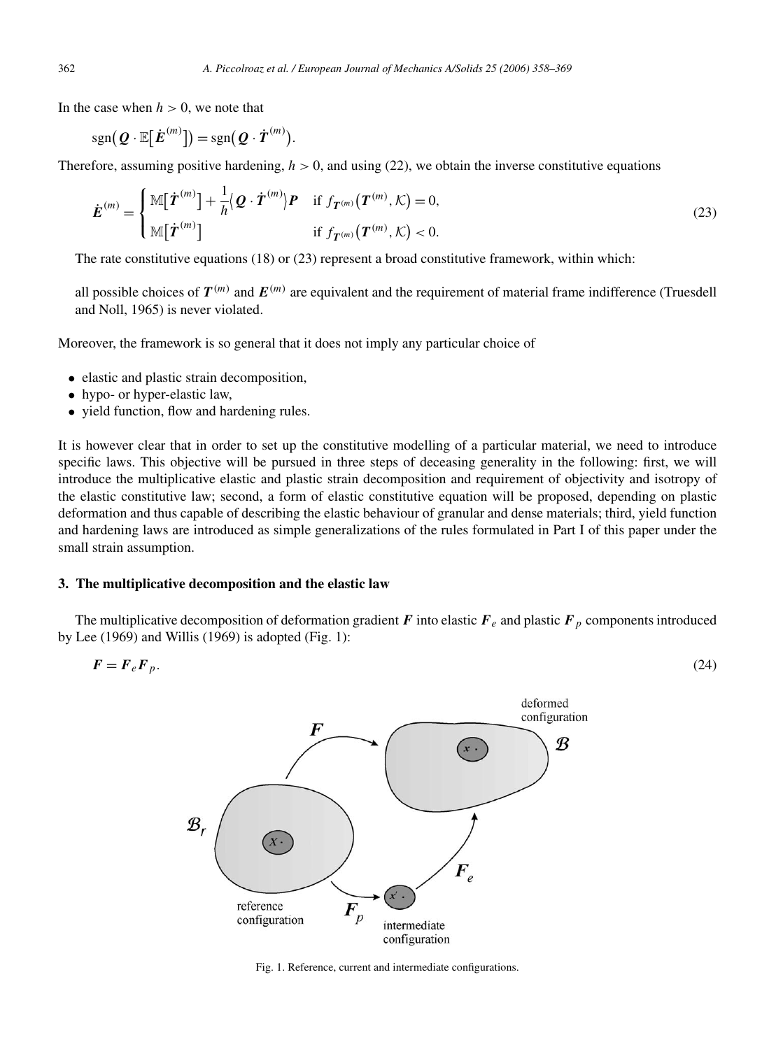In the case when $h > 0$, we note that

$$\mathrm{sgn}\big(\boldsymbol{Q} \cdot \mathbb{E}\big[\dot{\boldsymbol{E}}^{(m)}\big]\big) = \mathrm{sgn}\big(\boldsymbol{Q} \cdot \dot{\boldsymbol{T}}^{(m)}\big).$$

Therefore, assuming positive hardening, $h > 0$, and using (22), we obtain the inverse constitutive equations

$$\dot{\boldsymbol{E}}^{(m)} = \begin{cases} \mathbb{M}\big[\dot{\boldsymbol{T}}^{(m)}\big] + \dfrac{1}{h}\big\langle \boldsymbol{Q} \cdot \dot{\boldsymbol{T}}^{(m)} \big\rangle \boldsymbol{P} & \text{if } f_{\boldsymbol{T}^{(m)}}\big(\boldsymbol{T}^{(m)}, \mathcal{K}\big) = 0, \\ \mathbb{M}\big[\dot{\boldsymbol{T}}^{(m)}\big] & \text{if } f_{\boldsymbol{T}^{(m)}}\big(\boldsymbol{T}^{(m)}, \mathcal{K}\big) < 0. \end{cases} \tag{23}$$

The rate constitutive equations (18) or (23) represent a broad constitutive framework, within which:

all possible choices of $\boldsymbol{T}^{(m)}$ and $\boldsymbol{E}^{(m)}$ are equivalent and the requirement of material frame indifference (Truesdell and Noll, 1965) is never violated.

Moreover, the framework is so general that it does not imply any particular choice of

- elastic and plastic strain decomposition,
- hypo- or hyper-elastic law,
- yield function, flow and hardening rules.

It is however clear that in order to set up the constitutive modelling of a particular material, we need to introduce specific laws. This objective will be pursued in three steps of deceasing generality in the following: first, we will introduce the multiplicative elastic and plastic strain decomposition and requirement of objectivity and isotropy of the elastic constitutive law; second, a form of elastic constitutive equation will be proposed, depending on plastic deformation and thus capable of describing the elastic behaviour of granular and dense materials; third, yield function and hardening laws are introduced as simple generalizations of the rules formulated in Part I of this paper under the small strain assumption.

## 3. The multiplicative decomposition and the elastic law

The multiplicative decomposition of deformation gradient $\boldsymbol{F}$ into elastic $\boldsymbol{F}_e$ and plastic $\boldsymbol{F}_p$ components introduced by Lee (1969) and Willis (1969) is adopted (Fig. 1):

$$\boldsymbol{F} = \boldsymbol{F}_e \boldsymbol{F}_p. \tag{24}$$

Fig. 1. Reference, current and intermediate configurations.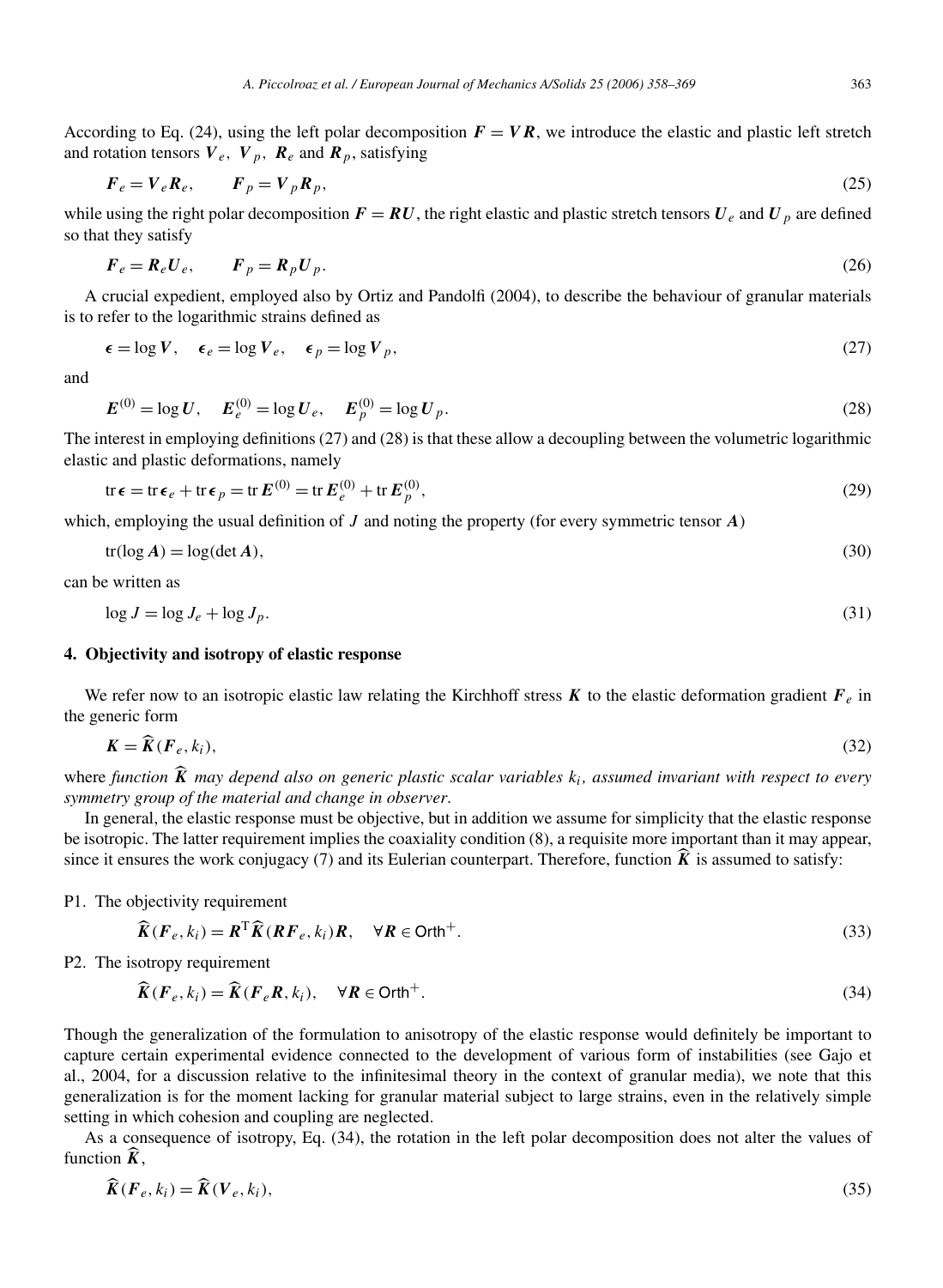According to Eq. (24), using the left polar decomposition $\boldsymbol{F} = \boldsymbol{V}\boldsymbol{R}$, we introduce the elastic and plastic left stretch and rotation tensors $\boldsymbol{V}_e$, $\boldsymbol{V}_p$, $\boldsymbol{R}_e$ and $\boldsymbol{R}_p$, satisfying

$$\boldsymbol{F}_e = \boldsymbol{V}_e \boldsymbol{R}_e, \qquad \boldsymbol{F}_p = \boldsymbol{V}_p \boldsymbol{R}_p, \tag{25}$$

while using the right polar decomposition $\boldsymbol{F} = \boldsymbol{R}\boldsymbol{U}$, the right elastic and plastic stretch tensors $\boldsymbol{U}_e$ and $\boldsymbol{U}_p$ are defined so that they satisfy

$$\boldsymbol{F}_e = \boldsymbol{R}_e \boldsymbol{U}_e, \qquad \boldsymbol{F}_p = \boldsymbol{R}_p \boldsymbol{U}_p. \tag{26}$$

A crucial expedient, employed also by Ortiz and Pandolfi (2004), to describe the behaviour of granular materials is to refer to the logarithmic strains defined as

$$\boldsymbol{\epsilon} = \log \boldsymbol{V}, \quad \boldsymbol{\epsilon}_e = \log \boldsymbol{V}_e, \quad \boldsymbol{\epsilon}_p = \log \boldsymbol{V}_p, \tag{27}$$

and

$$\boldsymbol{E}^{(0)} = \log \boldsymbol{U}, \quad \boldsymbol{E}_e^{(0)} = \log \boldsymbol{U}_e, \quad \boldsymbol{E}_p^{(0)} = \log \boldsymbol{U}_p. \tag{28}$$

The interest in employing definitions (27) and (28) is that these allow a decoupling between the volumetric logarithmic elastic and plastic deformations, namely

$$\operatorname{tr}\boldsymbol{\epsilon} = \operatorname{tr}\boldsymbol{\epsilon}_e + \operatorname{tr}\boldsymbol{\epsilon}_p = \operatorname{tr}\boldsymbol{E}^{(0)} = \operatorname{tr}\boldsymbol{E}_e^{(0)} + \operatorname{tr}\boldsymbol{E}_p^{(0)}, \tag{29}$$

which, employing the usual definition of $J$ and noting the property (for every symmetric tensor $\boldsymbol{A}$)

$$\operatorname{tr}(\log \boldsymbol{A}) = \log(\det \boldsymbol{A}), \tag{30}$$

can be written as

$$\log J = \log J_e + \log J_p. \tag{31}$$

## 4. Objectivity and isotropy of elastic response

We refer now to an isotropic elastic law relating the Kirchhoff stress $\boldsymbol{K}$ to the elastic deformation gradient $\boldsymbol{F}_e$ in the generic form

$$\boldsymbol{K} = \widehat{\boldsymbol{K}}(\boldsymbol{F}_e, k_i), \tag{32}$$

where *function* $\widehat{\boldsymbol{K}}$ *may depend also on generic plastic scalar variables* $k_i$*, assumed invariant with respect to every symmetry group of the material and change in observer*.

In general, the elastic response must be objective, but in addition we assume for simplicity that the elastic response be isotropic. The latter requirement implies the coaxiality condition (8), a requisite more important than it may appear, since it ensures the work conjugacy (7) and its Eulerian counterpart. Therefore, function $\widehat{\boldsymbol{K}}$ is assumed to satisfy:

P1. The objectivity requirement

$$\widehat{\boldsymbol{K}}(\boldsymbol{F}_e, k_i) = \boldsymbol{R}^{\mathrm{T}} \widehat{\boldsymbol{K}}(\boldsymbol{R}\boldsymbol{F}_e, k_i)\boldsymbol{R}, \quad \forall \boldsymbol{R} \in \mathsf{Orth}^+. \tag{33}$$

P2. The isotropy requirement

$$\widehat{\boldsymbol{K}}(\boldsymbol{F}_e, k_i) = \widehat{\boldsymbol{K}}(\boldsymbol{F}_e\boldsymbol{R}, k_i), \quad \forall \boldsymbol{R} \in \mathsf{Orth}^+. \tag{34}$$

Though the generalization of the formulation to anisotropy of the elastic response would definitely be important to capture certain experimental evidence connected to the development of various form of instabilities (see Gajo et al., 2004, for a discussion relative to the infinitesimal theory in the context of granular media), we note that this generalization is for the moment lacking for granular material subject to large strains, even in the relatively simple setting in which cohesion and coupling are neglected.

As a consequence of isotropy, Eq. (34), the rotation in the left polar decomposition does not alter the values of function $\widehat{\boldsymbol{K}}$,

$$\widehat{\boldsymbol{K}}(\boldsymbol{F}_e, k_i) = \widehat{\boldsymbol{K}}(\boldsymbol{V}_e, k_i), \tag{35}$$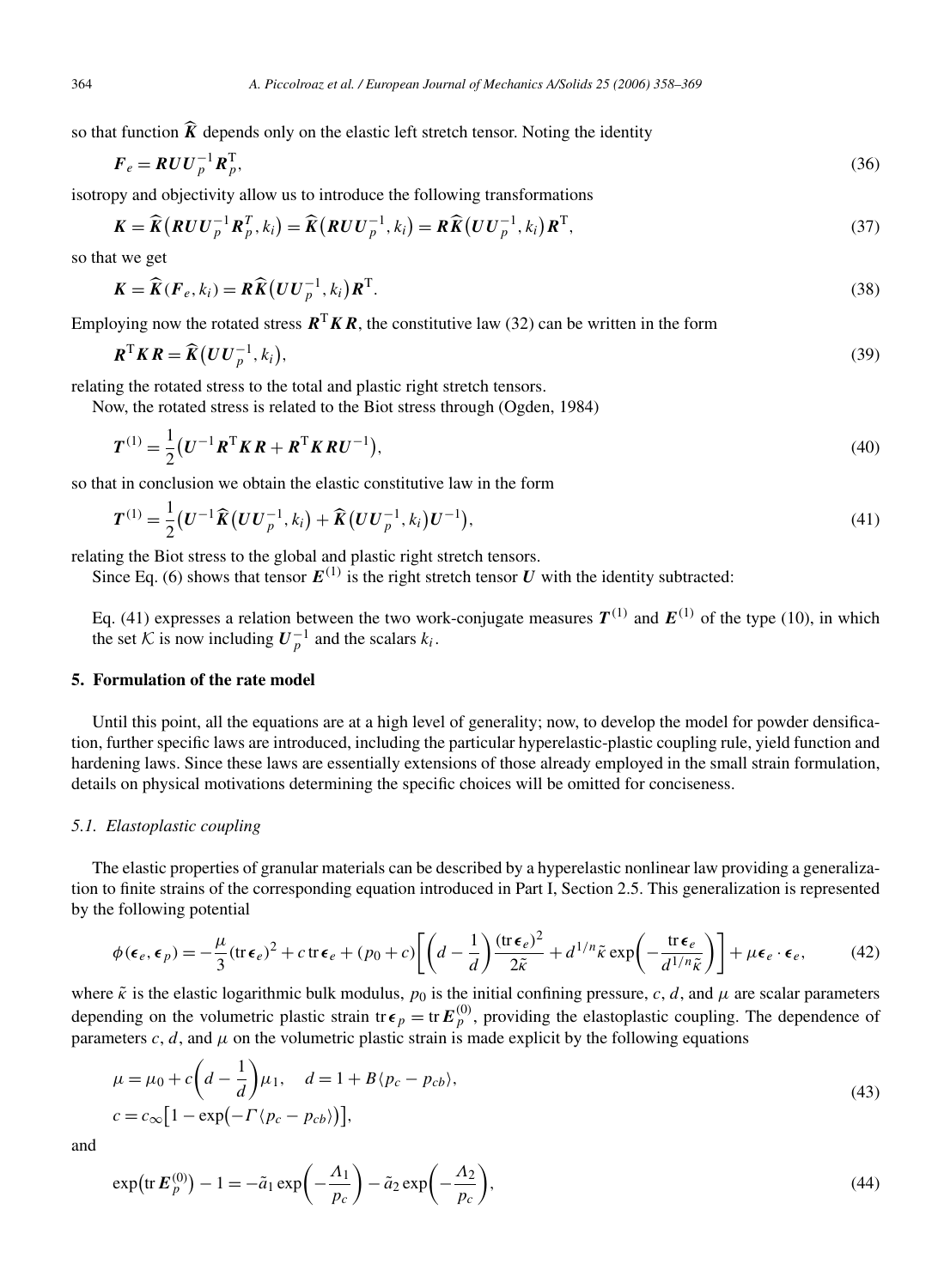so that function $\widehat{\boldsymbol{K}}$ depends only on the elastic left stretch tensor. Noting the identity

$$\boldsymbol{F}_e = \boldsymbol{R}\boldsymbol{U}\boldsymbol{U}_p^{-1}\boldsymbol{R}_p^{\mathrm{T}}, \tag{36}$$

isotropy and objectivity allow us to introduce the following transformations

$$\boldsymbol{K} = \widehat{\boldsymbol{K}}\big(\boldsymbol{R}\boldsymbol{U}\boldsymbol{U}_p^{-1}\boldsymbol{R}_p^{T}, k_i\big) = \widehat{\boldsymbol{K}}\big(\boldsymbol{R}\boldsymbol{U}\boldsymbol{U}_p^{-1}, k_i\big) = \boldsymbol{R}\widehat{\boldsymbol{K}}\big(\boldsymbol{U}\boldsymbol{U}_p^{-1}, k_i\big)\boldsymbol{R}^{\mathrm{T}}, \tag{37}$$

so that we get

$$\boldsymbol{K} = \widehat{\boldsymbol{K}}(\boldsymbol{F}_e, k_i) = \boldsymbol{R}\widehat{\boldsymbol{K}}\big(\boldsymbol{U}\boldsymbol{U}_p^{-1}, k_i\big)\boldsymbol{R}^{\mathrm{T}}. \tag{38}$$

Employing now the rotated stress $\boldsymbol{R}^{\mathrm{T}}\boldsymbol{K}\boldsymbol{R}$, the constitutive law (32) can be written in the form

$$\boldsymbol{R}^{\mathrm{T}}\boldsymbol{K}\boldsymbol{R} = \widehat{\boldsymbol{K}}\big(\boldsymbol{U}\boldsymbol{U}_p^{-1}, k_i\big), \tag{39}$$

relating the rotated stress to the total and plastic right stretch tensors.

Now, the rotated stress is related to the Biot stress through (Ogden, 1984)

$$\boldsymbol{T}^{(1)} = \frac{1}{2}\big(\boldsymbol{U}^{-1}\boldsymbol{R}^{\mathrm{T}}\boldsymbol{K}\boldsymbol{R} + \boldsymbol{R}^{\mathrm{T}}\boldsymbol{K}\boldsymbol{R}\boldsymbol{U}^{-1}\big), \tag{40}$$

so that in conclusion we obtain the elastic constitutive law in the form

$$\boldsymbol{T}^{(1)} = \frac{1}{2}\big(\boldsymbol{U}^{-1}\widehat{\boldsymbol{K}}\big(\boldsymbol{U}\boldsymbol{U}_p^{-1}, k_i\big) + \widehat{\boldsymbol{K}}\big(\boldsymbol{U}\boldsymbol{U}_p^{-1}, k_i\big)\boldsymbol{U}^{-1}\big), \tag{41}$$

relating the Biot stress to the global and plastic right stretch tensors.

Since Eq. (6) shows that tensor $\boldsymbol{E}^{(1)}$ is the right stretch tensor $\boldsymbol{U}$ with the identity subtracted:

Eq. (41) expresses a relation between the two work-conjugate measures $\boldsymbol{T}^{(1)}$ and $\boldsymbol{E}^{(1)}$ of the type (10), in which the set $\mathcal{K}$ is now including $\boldsymbol{U}_p^{-1}$ and the scalars $k_i$.

## 5. Formulation of the rate model

Until this point, all the equations are at a high level of generality; now, to develop the model for powder densification, further specific laws are introduced, including the particular hyperelastic-plastic coupling rule, yield function and hardening laws. Since these laws are essentially extensions of those already employed in the small strain formulation, details on physical motivations determining the specific choices will be omitted for conciseness.

### 5.1. Elastoplastic coupling

The elastic properties of granular materials can be described by a hyperelastic nonlinear law providing a generalization to finite strains of the corresponding equation introduced in Part I, Section 2.5. This generalization is represented by the following potential

$$\phi(\boldsymbol{\epsilon}_e, \boldsymbol{\epsilon}_p) = -\frac{\mu}{3}(\operatorname{tr}\boldsymbol{\epsilon}_e)^2 + c\operatorname{tr}\boldsymbol{\epsilon}_e + (p_0 + c)\left[\left(d - \frac{1}{d}\right)\frac{(\operatorname{tr}\boldsymbol{\epsilon}_e)^2}{2\tilde{\kappa}} + d^{1/n}\tilde{\kappa}\exp\left(-\frac{\operatorname{tr}\boldsymbol{\epsilon}_e}{d^{1/n}\tilde{\kappa}}\right)\right] + \mu\boldsymbol{\epsilon}_e\cdot\boldsymbol{\epsilon}_e, \tag{42}$$

where $\tilde{\kappa}$ is the elastic logarithmic bulk modulus, $p_0$ is the initial confining pressure, $c$, $d$, and $\mu$ are scalar parameters depending on the volumetric plastic strain $\operatorname{tr}\boldsymbol{\epsilon}_p = \operatorname{tr}\boldsymbol{E}_p^{(0)}$, providing the elastoplastic coupling. The dependence of parameters $c$, $d$, and $\mu$ on the volumetric plastic strain is made explicit by the following equations

$$\mu = \mu_0 + c\left(d - \frac{1}{d}\right)\mu_1, \quad d = 1 + B\langle p_c - p_{cb}\rangle,$$
$$c = c_\infty\big[1 - \exp\big(-\Gamma\langle p_c - p_{cb}\rangle\big)\big], \tag{43}$$

and

$$\exp\big(\operatorname{tr}\boldsymbol{E}_p^{(0)}\big) - 1 = -\tilde{a}_1\exp\left(-\frac{\Lambda_1}{p_c}\right) - \tilde{a}_2\exp\left(-\frac{\Lambda_2}{p_c}\right), \tag{44}$$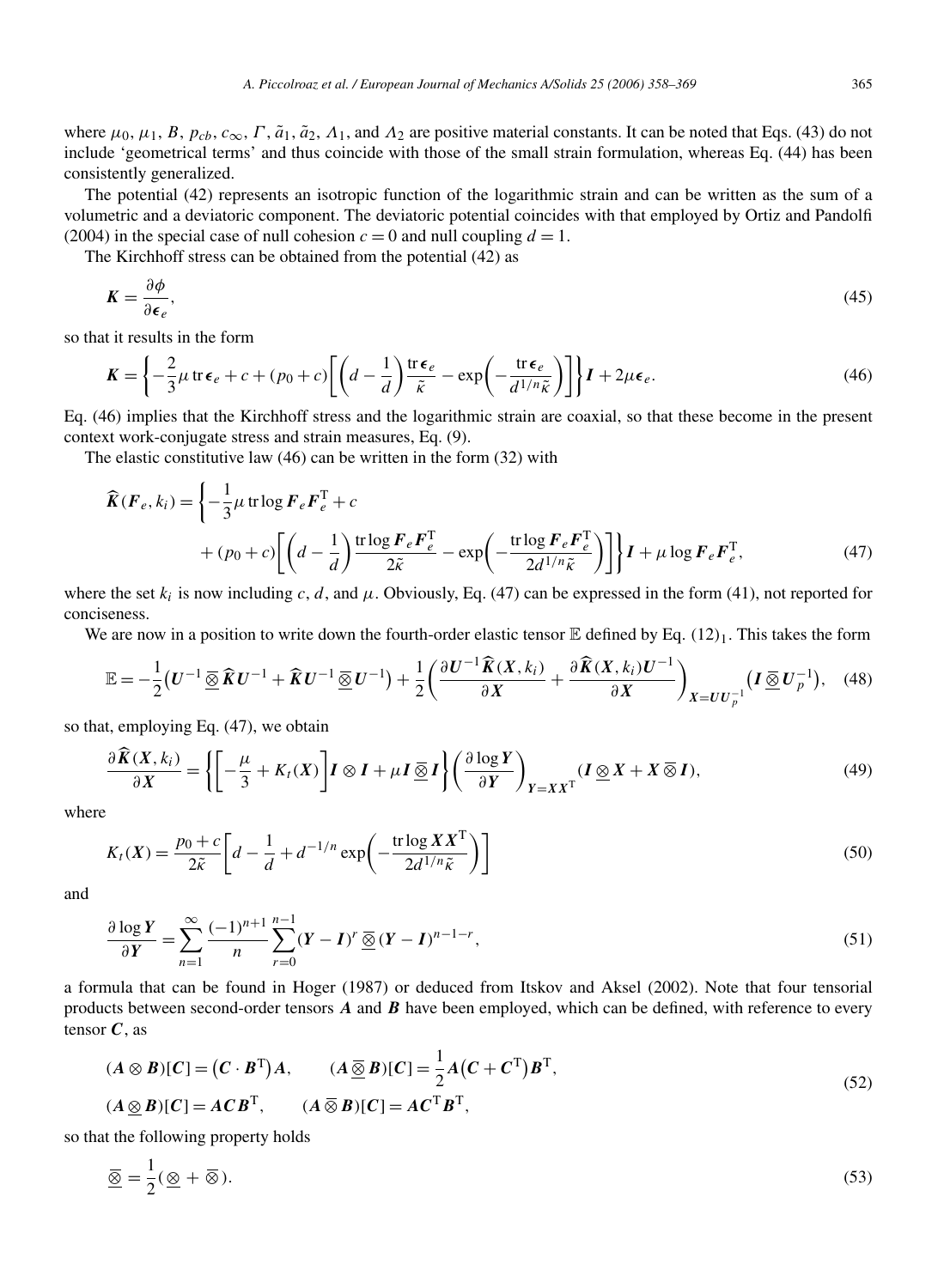where $\mu_0$, $\mu_1$, $B$, $p_{cb}$, $c_\infty$, $\Gamma$, $\tilde{a}_1$, $\tilde{a}_2$, $\Lambda_1$, and $\Lambda_2$ are positive material constants. It can be noted that Eqs. (43) do not include 'geometrical terms' and thus coincide with those of the small strain formulation, whereas Eq. (44) has been consistently generalized.

The potential (42) represents an isotropic function of the logarithmic strain and can be written as the sum of a volumetric and a deviatoric component. The deviatoric potential coincides with that employed by Ortiz and Pandolfi (2004) in the special case of null cohesion $c = 0$ and null coupling $d = 1$.

The Kirchhoff stress can be obtained from the potential (42) as

$$\boldsymbol{K} = \frac{\partial \phi}{\partial \boldsymbol{\epsilon}_e}, \tag{45}$$

so that it results in the form

$$\boldsymbol{K} = \left\{ -\frac{2}{3}\mu \operatorname{tr} \boldsymbol{\epsilon}_e + c + (p_0 + c)\left[ \left( d - \frac{1}{d} \right) \frac{\operatorname{tr} \boldsymbol{\epsilon}_e}{\tilde{\kappa}} - \exp\left( -\frac{\operatorname{tr} \boldsymbol{\epsilon}_e}{d^{1/n}\tilde{\kappa}} \right) \right] \right\} \boldsymbol{I} + 2\mu \boldsymbol{\epsilon}_e. \tag{46}$$

Eq. (46) implies that the Kirchhoff stress and the logarithmic strain are coaxial, so that these become in the present context work-conjugate stress and strain measures, Eq. (9).

The elastic constitutive law (46) can be written in the form (32) with

$$\begin{aligned} \widehat{\boldsymbol{K}}(\boldsymbol{F}_e, k_i) = \Bigg\{ &-\frac{1}{3}\mu \operatorname{tr} \log \boldsymbol{F}_e \boldsymbol{F}_e^{\mathrm{T}} + c \\ &+ (p_0 + c)\left[ \left( d - \frac{1}{d} \right) \frac{\operatorname{tr} \log \boldsymbol{F}_e \boldsymbol{F}_e^{\mathrm{T}}}{2\tilde{\kappa}} - \exp\left( -\frac{\operatorname{tr} \log \boldsymbol{F}_e \boldsymbol{F}_e^{\mathrm{T}}}{2d^{1/n}\tilde{\kappa}} \right) \right] \Bigg\} \boldsymbol{I} + \mu \log \boldsymbol{F}_e \boldsymbol{F}_e^{\mathrm{T}}, \end{aligned} \tag{47}$$

where the set $k_i$ is now including $c$, $d$, and $\mu$. Obviously, Eq. (47) can be expressed in the form (41), not reported for conciseness.

We are now in a position to write down the fourth-order elastic tensor $\mathbb{E}$ defined by Eq. $(12)_1$. This takes the form

$$\mathbb{E} = -\frac{1}{2}\left( \boldsymbol{U}^{-1} \,\underline{\overline{\otimes}}\, \widehat{\boldsymbol{K}} \boldsymbol{U}^{-1} + \widehat{\boldsymbol{K}} \boldsymbol{U}^{-1} \,\underline{\overline{\otimes}}\, \boldsymbol{U}^{-1} \right) + \frac{1}{2}\left( \frac{\partial \boldsymbol{U}^{-1} \widehat{\boldsymbol{K}}(\boldsymbol{X}, k_i)}{\partial \boldsymbol{X}} + \frac{\partial \widehat{\boldsymbol{K}}(\boldsymbol{X}, k_i) \boldsymbol{U}^{-1}}{\partial \boldsymbol{X}} \right)_{\boldsymbol{X} = \boldsymbol{U}\boldsymbol{U}_p^{-1}} \left( \boldsymbol{I} \,\underline{\overline{\otimes}}\, \boldsymbol{U}_p^{-1} \right), \tag{48}$$

so that, employing Eq. (47), we obtain

$$\frac{\partial \widehat{\boldsymbol{K}}(\boldsymbol{X}, k_i)}{\partial \boldsymbol{X}} = \left\{ \left[ -\frac{\mu}{3} + K_t(\boldsymbol{X}) \right] \boldsymbol{I} \otimes \boldsymbol{I} + \mu \boldsymbol{I} \,\underline{\overline{\otimes}}\, \boldsymbol{I} \right\} \left( \frac{\partial \log \boldsymbol{Y}}{\partial \boldsymbol{Y}} \right)_{\boldsymbol{Y} = \boldsymbol{X}\boldsymbol{X}^{\mathrm{T}}} (\boldsymbol{I} \,\underline{\otimes}\, \boldsymbol{X} + \boldsymbol{X} \,\overline{\otimes}\, \boldsymbol{I}), \tag{49}$$

where

$$K_t(\boldsymbol{X}) = \frac{p_0 + c}{2\tilde{\kappa}} \left[ d - \frac{1}{d} + d^{-1/n} \exp\left( -\frac{\operatorname{tr} \log \boldsymbol{X}\boldsymbol{X}^{\mathrm{T}}}{2d^{1/n}\tilde{\kappa}} \right) \right] \tag{50}$$

and

$$\frac{\partial \log \boldsymbol{Y}}{\partial \boldsymbol{Y}} = \sum_{n=1}^{\infty} \frac{(-1)^{n+1}}{n} \sum_{r=0}^{n-1} (\boldsymbol{Y} - \boldsymbol{I})^r \,\underline{\overline{\otimes}}\, (\boldsymbol{Y} - \boldsymbol{I})^{n-1-r}, \tag{51}$$

a formula that can be found in Hoger (1987) or deduced from Itskov and Aksel (2002). Note that four tensorial products between second-order tensors $\boldsymbol{A}$ and $\boldsymbol{B}$ have been employed, which can be defined, with reference to every tensor $\boldsymbol{C}$, as

$$\begin{aligned} &(\boldsymbol{A} \otimes \boldsymbol{B})[\boldsymbol{C}] = \left( \boldsymbol{C} \cdot \boldsymbol{B}^{\mathrm{T}} \right) \boldsymbol{A}, \qquad (\boldsymbol{A} \,\underline{\overline{\otimes}}\, \boldsymbol{B})[\boldsymbol{C}] = \frac{1}{2} \boldsymbol{A}\left( \boldsymbol{C} + \boldsymbol{C}^{\mathrm{T}} \right) \boldsymbol{B}^{\mathrm{T}}, \\ &(\boldsymbol{A} \,\underline{\otimes}\, \boldsymbol{B})[\boldsymbol{C}] = \boldsymbol{A}\boldsymbol{C}\boldsymbol{B}^{\mathrm{T}}, \qquad (\boldsymbol{A} \,\overline{\otimes}\, \boldsymbol{B})[\boldsymbol{C}] = \boldsymbol{A}\boldsymbol{C}^{\mathrm{T}}\boldsymbol{B}^{\mathrm{T}}, \end{aligned} \tag{52}$$

so that the following property holds

$$\underline{\overline{\otimes}} = \frac{1}{2}(\underline{\otimes} + \overline{\otimes}). \tag{53}$$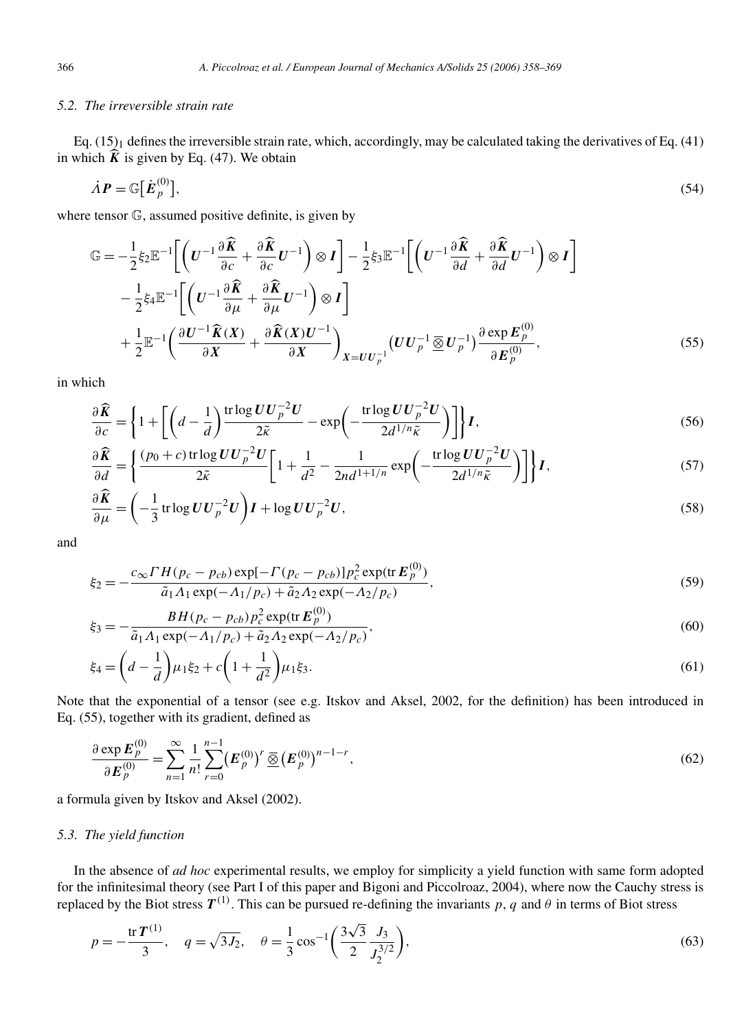### 5.2. The irreversible strain rate

Eq. $(15)_1$ defines the irreversible strain rate, which, accordingly, may be calculated taking the derivatives of Eq. (41) in which $\widehat{\boldsymbol{K}}$ is given by Eq. (47). We obtain

$$\dot{\Lambda}\boldsymbol{P} = \mathbb{G}\big[\dot{\boldsymbol{E}}_p^{(0)}\big], \tag{54}$$

where tensor $\mathbb{G}$, assumed positive definite, is given by

$$\begin{aligned}
\mathbb{G} = &-\frac{1}{2}\xi_2\mathbb{E}^{-1}\bigg[\bigg(\boldsymbol{U}^{-1}\frac{\partial\widehat{\boldsymbol{K}}}{\partial c} + \frac{\partial\widehat{\boldsymbol{K}}}{\partial c}\boldsymbol{U}^{-1}\bigg)\otimes\boldsymbol{I}\bigg] - \frac{1}{2}\xi_3\mathbb{E}^{-1}\bigg[\bigg(\boldsymbol{U}^{-1}\frac{\partial\widehat{\boldsymbol{K}}}{\partial d} + \frac{\partial\widehat{\boldsymbol{K}}}{\partial d}\boldsymbol{U}^{-1}\bigg)\otimes\boldsymbol{I}\bigg] \\
&- \frac{1}{2}\xi_4\mathbb{E}^{-1}\bigg[\bigg(\boldsymbol{U}^{-1}\frac{\partial\widehat{\boldsymbol{K}}}{\partial \mu} + \frac{\partial\widehat{\boldsymbol{K}}}{\partial \mu}\boldsymbol{U}^{-1}\bigg)\otimes\boldsymbol{I}\bigg] \\
&+ \frac{1}{2}\mathbb{E}^{-1}\bigg(\frac{\partial\boldsymbol{U}^{-1}\widehat{\boldsymbol{K}}(\boldsymbol{X})}{\partial\boldsymbol{X}} + \frac{\partial\widehat{\boldsymbol{K}}(\boldsymbol{X})\boldsymbol{U}^{-1}}{\partial\boldsymbol{X}}\bigg)_{\boldsymbol{X}=\boldsymbol{U}\boldsymbol{U}_p^{-1}}\big(\boldsymbol{U}\boldsymbol{U}_p^{-1}\,\overline{\underline{\otimes}}\,\boldsymbol{U}_p^{-1}\big)\frac{\partial\exp\boldsymbol{E}_p^{(0)}}{\partial\boldsymbol{E}_p^{(0)}},
\end{aligned} \tag{55}$$

in which

$$\frac{\partial\widehat{\boldsymbol{K}}}{\partial c} = \bigg\{1 + \bigg[\bigg(d - \frac{1}{d}\bigg)\frac{\operatorname{tr}\log\boldsymbol{U}\boldsymbol{U}_p^{-2}\boldsymbol{U}}{2\tilde{\kappa}} - \exp\bigg(-\frac{\operatorname{tr}\log\boldsymbol{U}\boldsymbol{U}_p^{-2}\boldsymbol{U}}{2d^{1/n}\tilde{\kappa}}\bigg)\bigg]\bigg\}\boldsymbol{I}, \tag{56}$$

$$\frac{\partial\widehat{\boldsymbol{K}}}{\partial d} = \bigg\{\frac{(p_0 + c)\operatorname{tr}\log\boldsymbol{U}\boldsymbol{U}_p^{-2}\boldsymbol{U}}{2\tilde{\kappa}}\bigg[1 + \frac{1}{d^2} - \frac{1}{2nd^{1+1/n}}\exp\bigg(-\frac{\operatorname{tr}\log\boldsymbol{U}\boldsymbol{U}_p^{-2}\boldsymbol{U}}{2d^{1/n}\tilde{\kappa}}\bigg)\bigg]\bigg\}\boldsymbol{I}, \tag{57}$$

$$\frac{\partial\widehat{\boldsymbol{K}}}{\partial \mu} = \bigg(-\frac{1}{3}\operatorname{tr}\log\boldsymbol{U}\boldsymbol{U}_p^{-2}\boldsymbol{U}\bigg)\boldsymbol{I} + \log\boldsymbol{U}\boldsymbol{U}_p^{-2}\boldsymbol{U}, \tag{58}$$

and

$$\xi_2 = -\frac{c_\infty\Gamma H(p_c - p_{cb})\exp[-\Gamma(p_c - p_{cb})]p_c^2\exp(\operatorname{tr}\boldsymbol{E}_p^{(0)})}{\tilde{a}_1\Lambda_1\exp(-\Lambda_1/p_c) + \tilde{a}_2\Lambda_2\exp(-\Lambda_2/p_c)}, \tag{59}$$

$$\xi_3 = -\frac{BH(p_c - p_{cb})p_c^2\exp(\operatorname{tr}\boldsymbol{E}_p^{(0)})}{\tilde{a}_1\Lambda_1\exp(-\Lambda_1/p_c) + \tilde{a}_2\Lambda_2\exp(-\Lambda_2/p_c)}, \tag{60}$$

$$\xi_4 = \bigg(d - \frac{1}{d}\bigg)\mu_1\xi_2 + c\bigg(1 + \frac{1}{d^2}\bigg)\mu_1\xi_3. \tag{61}$$

Note that the exponential of a tensor (see e.g. Itskov and Aksel, 2002, for the definition) has been introduced in Eq. (55), together with its gradient, defined as

$$\frac{\partial\exp\boldsymbol{E}_p^{(0)}}{\partial\boldsymbol{E}_p^{(0)}} = \sum_{n=1}^{\infty}\frac{1}{n!}\sum_{r=0}^{n-1}\big(\boldsymbol{E}_p^{(0)}\big)^r\,\overline{\underline{\otimes}}\,\big(\boldsymbol{E}_p^{(0)}\big)^{n-1-r}, \tag{62}$$

a formula given by Itskov and Aksel (2002).

### 5.3. The yield function

In the absence of *ad hoc* experimental results, we employ for simplicity a yield function with same form adopted for the infinitesimal theory (see Part I of this paper and Bigoni and Piccolroaz, 2004), where now the Cauchy stress is replaced by the Biot stress $\boldsymbol{T}^{(1)}$. This can be pursued re-defining the invariants $p$, $q$ and $\theta$ in terms of Biot stress

$$p = -\frac{\operatorname{tr}\boldsymbol{T}^{(1)}}{3}, \quad q = \sqrt{3J_2}, \quad \theta = \frac{1}{3}\cos^{-1}\bigg(\frac{3\sqrt{3}}{2}\frac{J_3}{J_2^{3/2}}\bigg), \tag{63}$$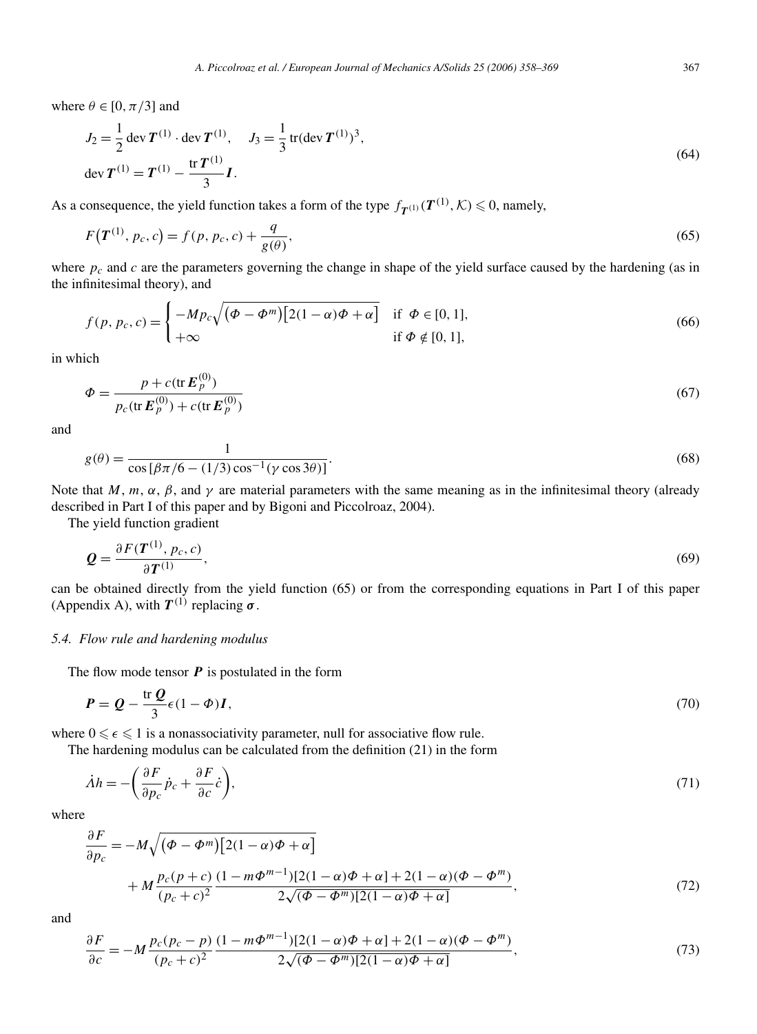where $\theta \in [0, \pi/3]$ and

$$
\begin{aligned}
&J_2 = \frac{1}{2}\operatorname{dev}\boldsymbol{T}^{(1)} \cdot \operatorname{dev}\boldsymbol{T}^{(1)}, \quad J_3 = \frac{1}{3}\operatorname{tr}(\operatorname{dev}\boldsymbol{T}^{(1)})^3, \\
&\operatorname{dev}\boldsymbol{T}^{(1)} = \boldsymbol{T}^{(1)} - \frac{\operatorname{tr}\boldsymbol{T}^{(1)}}{3}\boldsymbol{I}.
\end{aligned}
\tag{64}
$$

As a consequence, the yield function takes a form of the type $f_{\boldsymbol{T}^{(1)}}(\boldsymbol{T}^{(1)}, \mathcal{K}) \leqslant 0$, namely,

$$
F\big(\boldsymbol{T}^{(1)}, p_c, c\big) = f(p, p_c, c) + \frac{q}{g(\theta)},
\tag{65}
$$

where $p_c$ and $c$ are the parameters governing the change in shape of the yield surface caused by the hardening (as in the infinitesimal theory), and

$$
f(p, p_c, c) = \begin{cases} -Mp_c\sqrt{\big(\Phi - \Phi^m\big)\big[2(1-\alpha)\Phi + \alpha\big]} & \text{if } \Phi \in [0,1], \\ +\infty & \text{if } \Phi \notin [0,1], \end{cases}
\tag{66}
$$

in which

$$
\Phi = \frac{p + c(\operatorname{tr}\boldsymbol{E}_p^{(0)})}{p_c(\operatorname{tr}\boldsymbol{E}_p^{(0)}) + c(\operatorname{tr}\boldsymbol{E}_p^{(0)})}
\tag{67}
$$

and

$$
g(\theta) = \frac{1}{\cos\big[\beta\pi/6 - (1/3)\cos^{-1}(\gamma\cos 3\theta)\big]}.
\tag{68}
$$

Note that $M$, $m$, $\alpha$, $\beta$, and $\gamma$ are material parameters with the same meaning as in the infinitesimal theory (already described in Part I of this paper and by Bigoni and Piccolroaz, 2004).

The yield function gradient

$$
\boldsymbol{Q} = \frac{\partial F(\boldsymbol{T}^{(1)}, p_c, c)}{\partial \boldsymbol{T}^{(1)}},
\tag{69}
$$

can be obtained directly from the yield function (65) or from the corresponding equations in Part I of this paper (Appendix A), with $\boldsymbol{T}^{(1)}$ replacing $\boldsymbol{\sigma}$.

### 5.4. Flow rule and hardening modulus

The flow mode tensor $\boldsymbol{P}$ is postulated in the form

$$
\boldsymbol{P} = \boldsymbol{Q} - \frac{\operatorname{tr}\boldsymbol{Q}}{3}\epsilon(1-\Phi)\boldsymbol{I},
\tag{70}
$$

where $0 \leqslant \epsilon \leqslant 1$ is a nonassociativity parameter, null for associative flow rule.

The hardening modulus can be calculated from the definition (21) in the form

$$
\dot{\Lambda} h = -\left(\frac{\partial F}{\partial p_c}\dot{p}_c + \frac{\partial F}{\partial c}\dot{c}\right),
\tag{71}
$$

where

$$
\begin{aligned}
\frac{\partial F}{\partial p_c} = &-M\sqrt{\big(\Phi - \Phi^m\big)\big[2(1-\alpha)\Phi + \alpha\big]} \\
&+ M\frac{p_c(p+c)}{(p_c+c)^2}\frac{(1 - m\Phi^{m-1})[2(1-\alpha)\Phi + \alpha] + 2(1-\alpha)(\Phi - \Phi^m)}{2\sqrt{(\Phi - \Phi^m)[2(1-\alpha)\Phi + \alpha]}},
\end{aligned}
\tag{72}
$$

and

$$
\frac{\partial F}{\partial c} = -M\frac{p_c(p_c - p)}{(p_c+c)^2}\frac{(1 - m\Phi^{m-1})[2(1-\alpha)\Phi + \alpha] + 2(1-\alpha)(\Phi - \Phi^m)}{2\sqrt{(\Phi - \Phi^m)[2(1-\alpha)\Phi + \alpha]}},
\tag{73}
$$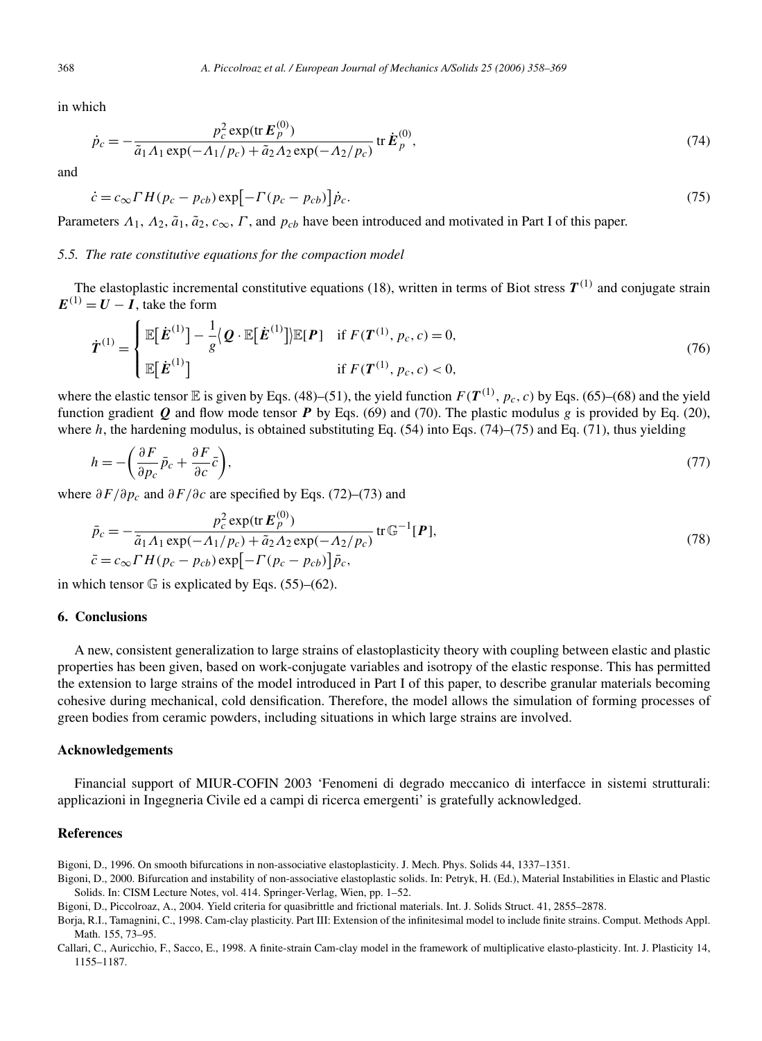in which

$$\dot{p}_c = -\frac{p_c^2 \exp(\operatorname{tr} \boldsymbol{E}_p^{(0)})}{\tilde{a}_1 \Lambda_1 \exp(-\Lambda_1/p_c) + \tilde{a}_2 \Lambda_2 \exp(-\Lambda_2/p_c)} \operatorname{tr} \dot{\boldsymbol{E}}_p^{(0)}, \tag{74}$$

and

$$\dot{c} = c_\infty \Gamma H(p_c - p_{cb}) \exp\bigl[-\Gamma(p_c - p_{cb})\bigr] \dot{p}_c. \tag{75}$$

Parameters $\Lambda_1$, $\Lambda_2$, $\tilde{a}_1$, $\tilde{a}_2$, $c_\infty$, $\Gamma$, and $p_{cb}$ have been introduced and motivated in Part I of this paper.

### *5.5. The rate constitutive equations for the compaction model*

The elastoplastic incremental constitutive equations (18), written in terms of Biot stress $\boldsymbol{T}^{(1)}$ and conjugate strain $\boldsymbol{E}^{(1)} = \boldsymbol{U} - \boldsymbol{I}$, take the form

$$\dot{\boldsymbol{T}}^{(1)} = \begin{cases} \mathbb{E}\bigl[\dot{\boldsymbol{E}}^{(1)}\bigr] - \dfrac{1}{g}\bigl\langle \boldsymbol{Q} \cdot \mathbb{E}\bigl[\dot{\boldsymbol{E}}^{(1)}\bigr]\bigr\rangle \mathbb{E}[\boldsymbol{P}] & \text{if } F(\boldsymbol{T}^{(1)}, p_c, c) = 0, \\ \mathbb{E}\bigl[\dot{\boldsymbol{E}}^{(1)}\bigr] & \text{if } F(\boldsymbol{T}^{(1)}, p_c, c) < 0, \end{cases} \tag{76}$$

where the elastic tensor $\mathbb{E}$ is given by Eqs. (48)–(51), the yield function $F(\boldsymbol{T}^{(1)}, p_c, c)$ by Eqs. (65)–(68) and the yield function gradient $\boldsymbol{Q}$ and flow mode tensor $\boldsymbol{P}$ by Eqs. (69) and (70). The plastic modulus $g$ is provided by Eq. (20), where $h$, the hardening modulus, is obtained substituting Eq. (54) into Eqs. (74)–(75) and Eq. (71), thus yielding

$$h = -\left(\frac{\partial F}{\partial p_c} \bar{p}_c + \frac{\partial F}{\partial c} \bar{c}\right), \tag{77}$$

where $\partial F/\partial p_c$ and $\partial F/\partial c$ are specified by Eqs. (72)–(73) and

$$\begin{aligned} \bar{p}_c &= -\frac{p_c^2 \exp(\operatorname{tr} \boldsymbol{E}_p^{(0)})}{\tilde{a}_1 \Lambda_1 \exp(-\Lambda_1/p_c) + \tilde{a}_2 \Lambda_2 \exp(-\Lambda_2/p_c)} \operatorname{tr} \mathbb{G}^{-1}[\boldsymbol{P}], \\ \bar{c} &= c_\infty \Gamma H(p_c - p_{cb}) \exp\bigl[-\Gamma(p_c - p_{cb})\bigr] \bar{p}_c, \end{aligned} \tag{78}$$

in which tensor $\mathbb{G}$ is explicated by Eqs. (55)–(62).

## 6. Conclusions

A new, consistent generalization to large strains of elastoplasticity theory with coupling between elastic and plastic properties has been given, based on work-conjugate variables and isotropy of the elastic response. This has permitted the extension to large strains of the model introduced in Part I of this paper, to describe granular materials becoming cohesive during mechanical, cold densification. Therefore, the model allows the simulation of forming processes of green bodies from ceramic powders, including situations in which large strains are involved.

## Acknowledgements

Financial support of MIUR-COFIN 2003 'Fenomeni di degrado meccanico di interfacce in sistemi strutturali: applicazioni in Ingegneria Civile ed a campi di ricerca emergenti' is gratefully acknowledged.

## References

Bigoni, D., 1996. On smooth bifurcations in non-associative elastoplasticity. J. Mech. Phys. Solids 44, 1337–1351.

Bigoni, D., 2000. Bifurcation and instability of non-associative elastoplastic solids. In: Petryk, H. (Ed.), Material Instabilities in Elastic and Plastic Solids. In: CISM Lecture Notes, vol. 414. Springer-Verlag, Wien, pp. 1–52.

Bigoni, D., Piccolroaz, A., 2004. Yield criteria for quasibrittle and frictional materials. Int. J. Solids Struct. 41, 2855–2878.

Borja, R.I., Tamagnini, C., 1998. Cam-clay plasticity. Part III: Extension of the infinitesimal model to include finite strains. Comput. Methods Appl. Math. 155, 73–95.

Callari, C., Auricchio, F., Sacco, E., 1998. A finite-strain Cam-clay model in the framework of multiplicative elasto-plasticity. Int. J. Plasticity 14, 1155–1187.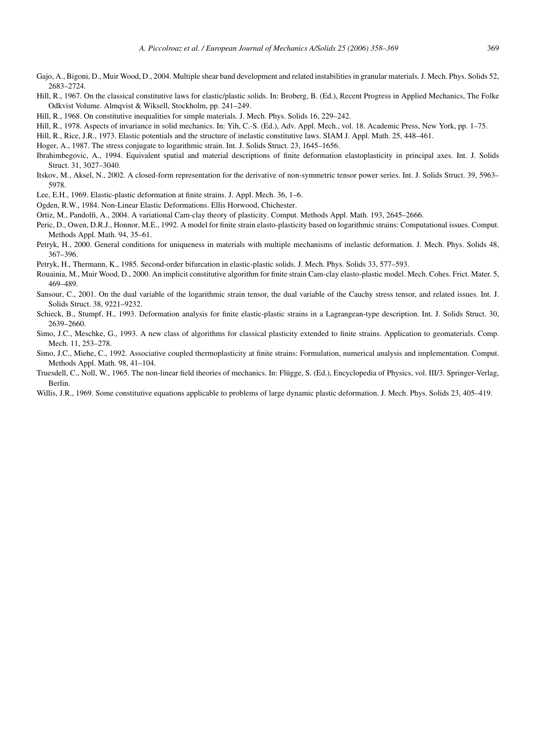Gajo, A., Bigoni, D., Muir Wood, D., 2004. Multiple shear band development and related instabilities in granular materials. J. Mech. Phys. Solids 52, 2683–2724.

Hill, R., 1967. On the classical constitutive laws for elastic/plastic solids. In: Broberg, B. (Ed.), Recent Progress in Applied Mechanics, The Folke Odkvist Volume. Almqvist & Wiksell, Stockholm, pp. 241–249.

Hill, R., 1968. On constitutive inequalities for simple materials. J. Mech. Phys. Solids 16, 229–242.

Hill, R., 1978. Aspects of invariance in solid mechanics. In: Yih, C.-S. (Ed.), Adv. Appl. Mech., vol. 18. Academic Press, New York, pp. 1–75.

Hill, R., Rice, J.R., 1973. Elastic potentials and the structure of inelastic constitutive laws. SIAM J. Appl. Math. 25, 448–461.

Hoger, A., 1987. The stress conjugate to logarithmic strain. Int. J. Solids Struct. 23, 1645–1656.

Ibrahimbegovic, A., 1994. Equivalent spatial and material descriptions of finite deformation elastoplasticity in principal axes. Int. J. Solids Struct. 31, 3027–3040.

Itskov, M., Aksel, N., 2002. A closed-form representation for the derivative of non-symmetric tensor power series. Int. J. Solids Struct. 39, 5963–5978.

Lee, E.H., 1969. Elastic-plastic deformation at finite strains. J. Appl. Mech. 36, 1–6.

Ogden, R.W., 1984. Non-Linear Elastic Deformations. Ellis Horwood, Chichester.

Ortiz, M., Pandolfi, A., 2004. A variational Cam-clay theory of plasticity. Comput. Methods Appl. Math. 193, 2645–2666.

Peric, D., Owen, D.R.J., Honnor, M.E., 1992. A model for finite strain elasto-plasticity based on logarithmic strains: Computational issues. Comput. Methods Appl. Math. 94, 35–61.

Petryk, H., 2000. General conditions for uniqueness in materials with multiple mechanisms of inelastic deformation. J. Mech. Phys. Solids 48, 367–396.

Petryk, H., Thermann, K., 1985. Second-order bifurcation in elastic-plastic solids. J. Mech. Phys. Solids 33, 577–593.

Rouainia, M., Muir Wood, D., 2000. An implicit constitutive algorithm for finite strain Cam-clay elasto-plastic model. Mech. Cohes. Frict. Mater. 5, 469–489.

Sansour, C., 2001. On the dual variable of the logarithmic strain tensor, the dual variable of the Cauchy stress tensor, and related issues. Int. J. Solids Struct. 38, 9221–9232.

Schieck, B., Stumpf, H., 1993. Deformation analysis for finite elastic-plastic strains in a Lagrangean-type description. Int. J. Solids Struct. 30, 2639–2660.

Simo, J.C., Meschke, G., 1993. A new class of algorithms for classical plasticity extended to finite strains. Application to geomaterials. Comp. Mech. 11, 253–278.

Simo, J.C., Miehe, C., 1992. Associative coupled thermoplasticity at finite strains: Formulation, numerical analysis and implementation. Comput. Methods Appl. Math. 98, 41–104.

Truesdell, C., Noll, W., 1965. The non-linear field theories of mechanics. In: Flügge, S. (Ed.), Encyclopedia of Physics, vol. III/3. Springer-Verlag, Berlin.

Willis, J.R., 1969. Some constitutive equations applicable to problems of large dynamic plastic deformation. J. Mech. Phys. Solids 23, 405–419.